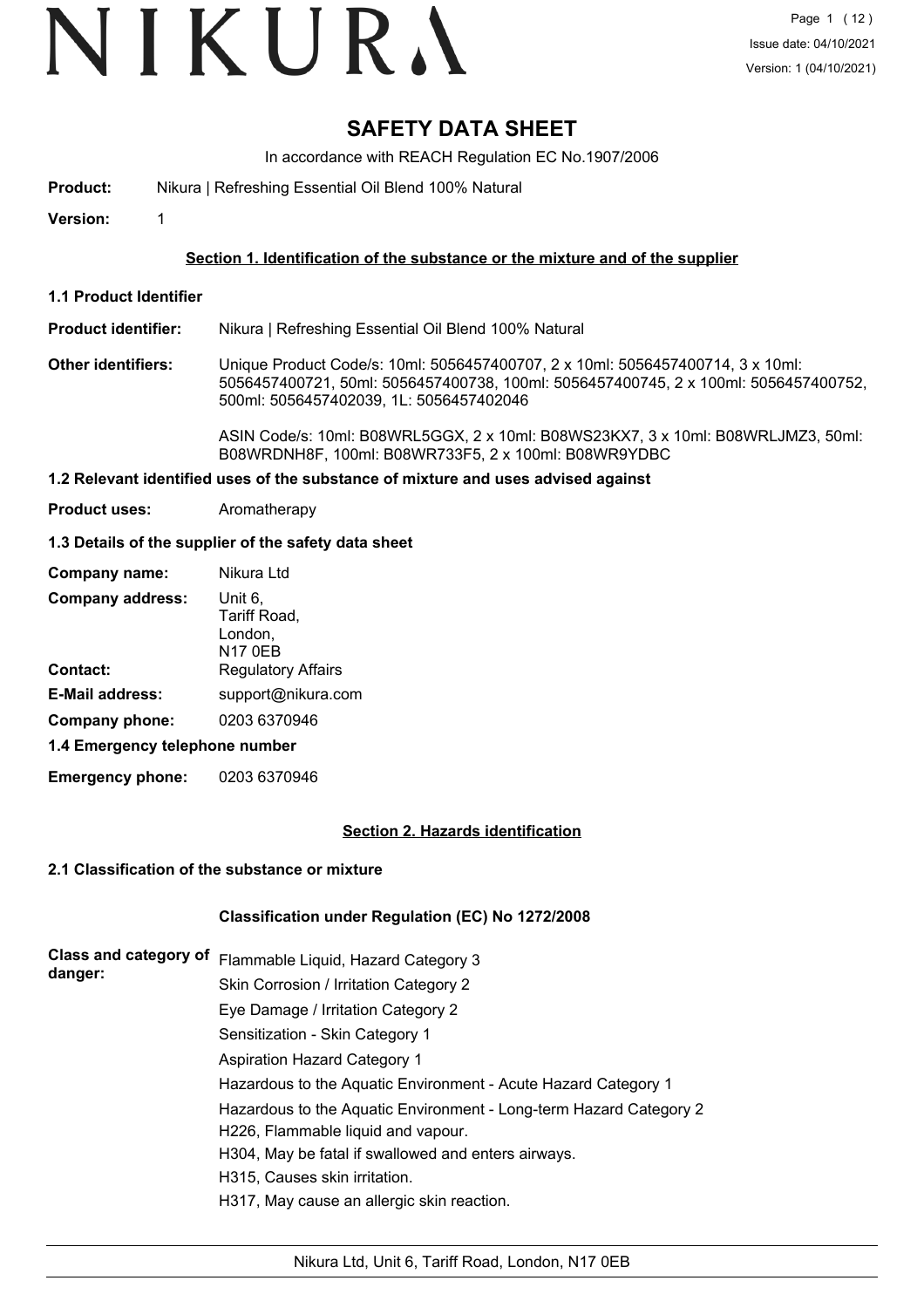# SAFETY DATA SHEET

In accordance with REACH Regulation EC No.1907/2006

**Product:** Nikura | Refreshing Essential Oil Blend 100% Natural

**Version:** 1

## Section 1. Identification of the substance or the mixture and of the supplier

### 1.1 Product Identifier

**Product identifier:** Nikura | Refreshing Essential Oil Blend 100% Natural

**Other identifiers:** Unique Product Code/s: 10ml: 5056457400707, 2 x 10ml: 5056457400714, 3 x 10ml: 5056457400721, 50ml: 5056457400738, 100ml: 5056457400745, 2 x 100ml: 5056457400752, 500ml: 5056457402039, 1L: 5056457402046

ASIN Code/s: 10ml: B08WRL5GGX, 2 x 10ml: B08WS23KX7, 3 x 10ml: B08WRLJMZ3, 50ml: B08WRDNH8F, 100ml: B08WR733F5, 2 x 100ml: B08WR9YDBC

### 1.2 Relevant identified uses of the substance of mixture and uses advised against

**Product uses:** Aromatherapy

### 1.3 Details of the supplier of the safety data sheet

**Company name:** Nikura Ltd

**Company address:** Unit 6,
Tariff Road,
London,
N17 0EB

**Contact:** Regulatory Affairs

**E-Mail address:** support@nikura.com

**Company phone:** 0203 6370946

### 1.4 Emergency telephone number

**Emergency phone:** 0203 6370946

## Section 2. Hazards identification

### 2.1 Classification of the substance or mixture

**Classification under Regulation (EC) No 1272/2008**

**Class and category of danger:**

Flammable Liquid, Hazard Category 3
Skin Corrosion / Irritation Category 2
Eye Damage / Irritation Category 2
Sensitization - Skin Category 1
Aspiration Hazard Category 1
Hazardous to the Aquatic Environment - Acute Hazard Category 1
Hazardous to the Aquatic Environment - Long-term Hazard Category 2
H226, Flammable liquid and vapour.
H304, May be fatal if swallowed and enters airways.
H315, Causes skin irritation.
H317, May cause an allergic skin reaction.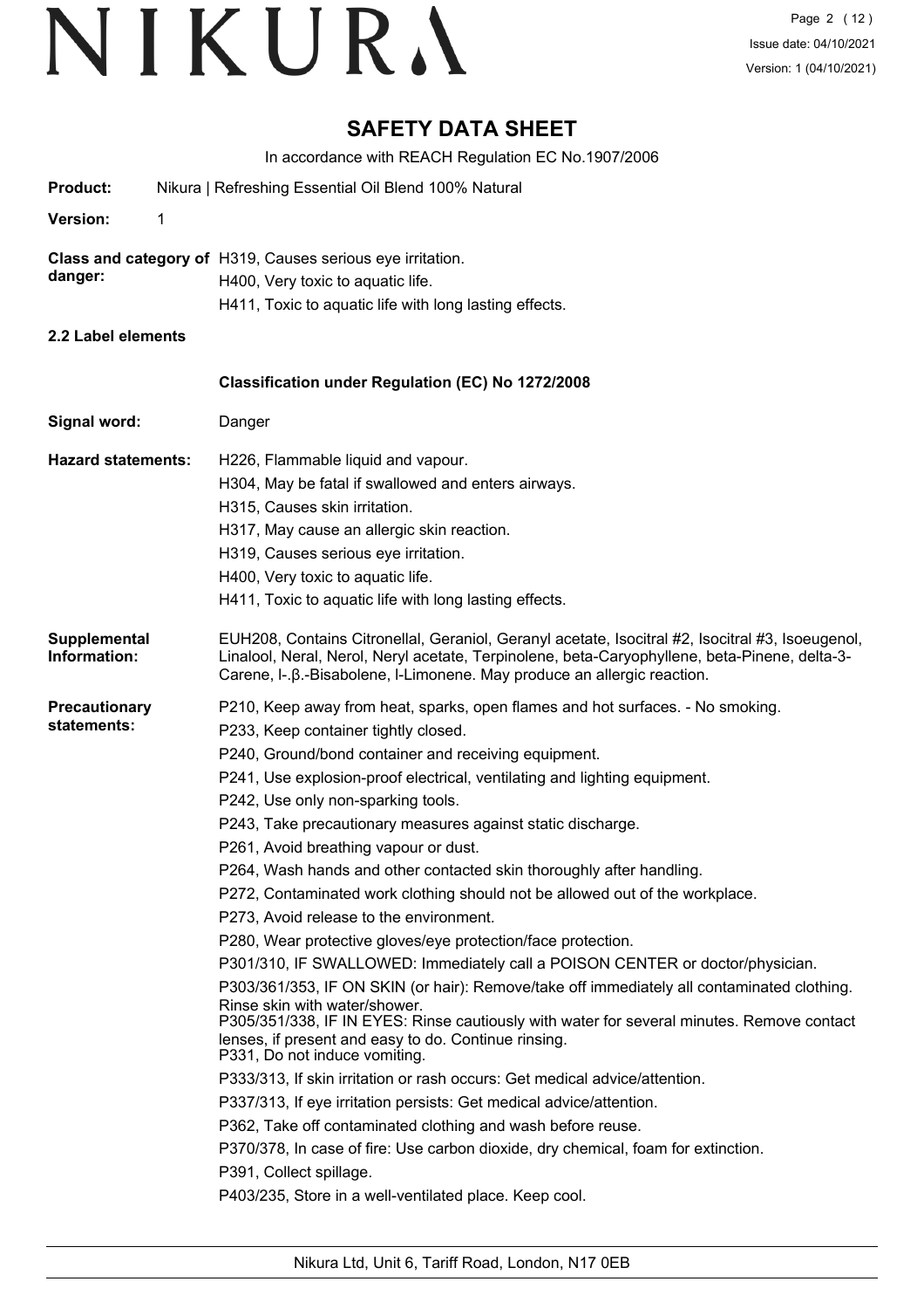# SAFETY DATA SHEET

In accordance with REACH Regulation EC No.1907/2006

**Product:** Nikura | Refreshing Essential Oil Blend 100% Natural

**Version:** 1

**Class and category of danger:**
H319, Causes serious eye irritation.
H400, Very toxic to aquatic life.
H411, Toxic to aquatic life with long lasting effects.

**2.2 Label elements**

**Classification under Regulation (EC) No 1272/2008**

**Signal word:** Danger

**Hazard statements:**
H226, Flammable liquid and vapour.
H304, May be fatal if swallowed and enters airways.
H315, Causes skin irritation.
H317, May cause an allergic skin reaction.
H319, Causes serious eye irritation.
H400, Very toxic to aquatic life.
H411, Toxic to aquatic life with long lasting effects.

**Supplemental Information:**
EUH208, Contains Citronellal, Geraniol, Geranyl acetate, Isocitral #2, Isocitral #3, Isoeugenol, Linalool, Neral, Nerol, Neryl acetate, Terpinolene, beta-Caryophyllene, beta-Pinene, delta-3-Carene, l-.β.-Bisabolene, l-Limonene. May produce an allergic reaction.

**Precautionary statements:**
P210, Keep away from heat, sparks, open flames and hot surfaces. - No smoking.
P233, Keep container tightly closed.
P240, Ground/bond container and receiving equipment.
P241, Use explosion-proof electrical, ventilating and lighting equipment.
P242, Use only non-sparking tools.
P243, Take precautionary measures against static discharge.
P261, Avoid breathing vapour or dust.
P264, Wash hands and other contacted skin thoroughly after handling.
P272, Contaminated work clothing should not be allowed out of the workplace.
P273, Avoid release to the environment.
P280, Wear protective gloves/eye protection/face protection.
P301/310, IF SWALLOWED: Immediately call a POISON CENTER or doctor/physician.
P303/361/353, IF ON SKIN (or hair): Remove/take off immediately all contaminated clothing. Rinse skin with water/shower.
P305/351/338, IF IN EYES: Rinse cautiously with water for several minutes. Remove contact lenses, if present and easy to do. Continue rinsing.
P331, Do not induce vomiting.
P333/313, If skin irritation or rash occurs: Get medical advice/attention.
P337/313, If eye irritation persists: Get medical advice/attention.
P362, Take off contaminated clothing and wash before reuse.
P370/378, In case of fire: Use carbon dioxide, dry chemical, foam for extinction.
P391, Collect spillage.
P403/235, Store in a well-ventilated place. Keep cool.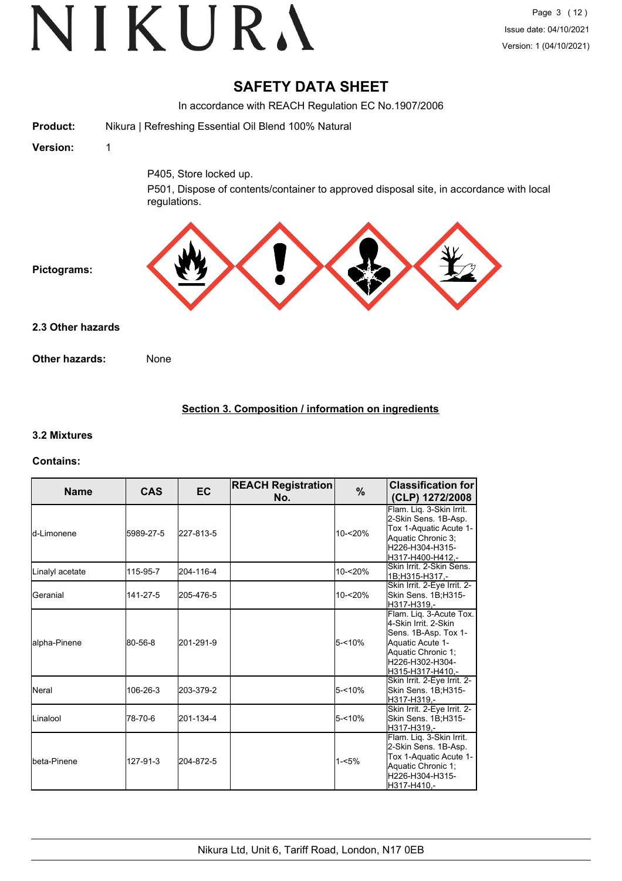# SAFETY DATA SHEET

In accordance with REACH Regulation EC No.1907/2006

**Product:** Nikura | Refreshing Essential Oil Blend 100% Natural

**Version:** 1

P405, Store locked up.

P501, Dispose of contents/container to approved disposal site, in accordance with local regulations.

**Pictograms:**

### 2.3 Other hazards

**Other hazards:** None

## Section 3. Composition / information on ingredients

### 3.2 Mixtures

**Contains:**

| Name | CAS | EC | REACH Registration No. | % | Classification for (CLP) 1272/2008 |
|---|---|---|---|---|---|
| d-Limonene | 5989-27-5 | 227-813-5 | | 10-<20% | Flam. Liq. 3-Skin Irrit. 2-Skin Sens. 1B-Asp. Tox 1-Aquatic Acute 1-Aquatic Chronic 3;H226-H304-H315-H317-H400-H412,- |
| Linalyl acetate | 115-95-7 | 204-116-4 | | 10-<20% | Skin Irrit. 2-Skin Sens. 1B;H315-H317,- |
| Geranial | 141-27-5 | 205-476-5 | | 10-<20% | Skin Irrit. 2-Eye Irrit. 2-Skin Sens. 1B;H315-H317-H319,- |
| alpha-Pinene | 80-56-8 | 201-291-9 | | 5-<10% | Flam. Liq. 3-Acute Tox. 4-Skin Irrit. 2-Skin Sens. 1B-Asp. Tox 1-Aquatic Acute 1-Aquatic Chronic 1;H226-H302-H304-H315-H317-H410,- |
| Neral | 106-26-3 | 203-379-2 | | 5-<10% | Skin Irrit. 2-Eye Irrit. 2-Skin Sens. 1B;H315-H317-H319,- |
| Linalool | 78-70-6 | 201-134-4 | | 5-<10% | Skin Irrit. 2-Eye Irrit. 2-Skin Sens. 1B;H315-H317-H319,- |
| beta-Pinene | 127-91-3 | 204-872-5 | | 1-<5% | Flam. Liq. 3-Skin Irrit. 2-Skin Sens. 1B-Asp. Tox 1-Aquatic Acute 1-Aquatic Chronic 1;H226-H304-H315-H317-H410,- |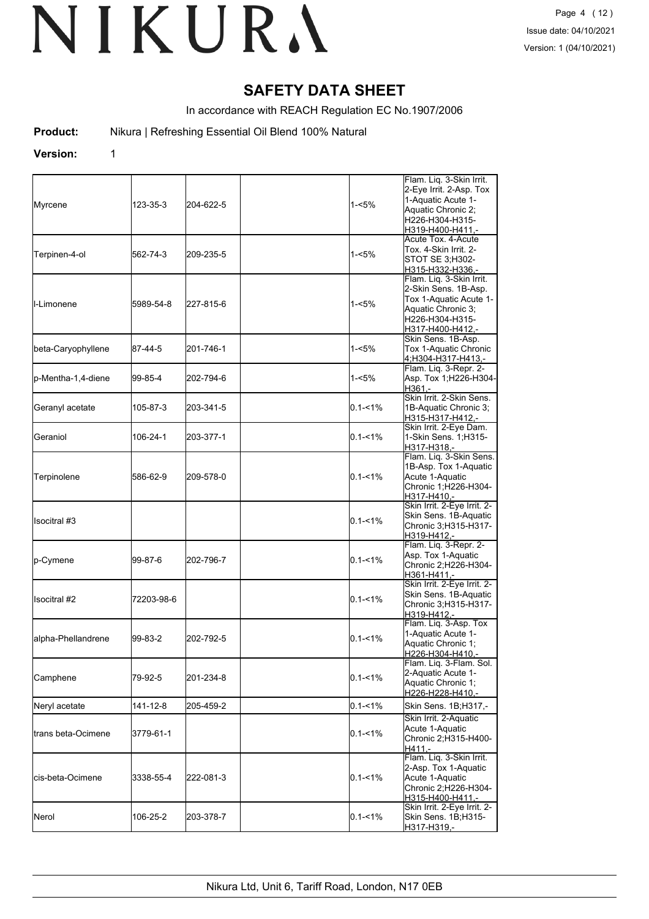# SAFETY DATA SHEET

In accordance with REACH Regulation EC No.1907/2006

**Product:** Nikura | Refreshing Essential Oil Blend 100% Natural

**Version:** 1

| | | | | | |
|---|---|---|---|---|---|
| Myrcene | 123-35-3 | 204-622-5 | | 1-<5% | Flam. Liq. 3-Skin Irrit. 2-Eye Irrit. 2-Asp. Tox 1-Aquatic Acute 1-Aquatic Chronic 2; H226-H304-H315-H319-H400-H411,- |
| Terpinen-4-ol | 562-74-3 | 209-235-5 | | 1-<5% | Acute Tox. 4-Acute Tox. 4-Skin Irrit. 2-STOT SE 3;H302-H315-H332-H336,- |
| l-Limonene | 5989-54-8 | 227-815-6 | | 1-<5% | Flam. Liq. 3-Skin Irrit. 2-Skin Sens. 1B-Asp. Tox 1-Aquatic Acute 1-Aquatic Chronic 3; H226-H304-H315-H317-H400-H412,- |
| beta-Caryophyllene | 87-44-5 | 201-746-1 | | 1-<5% | Skin Sens. 1B-Asp. Tox 1-Aquatic Chronic 4;H304-H317-H413,- |
| p-Mentha-1,4-diene | 99-85-4 | 202-794-6 | | 1-<5% | Flam. Liq. 3-Repr. 2-Asp. Tox 1;H226-H304-H361,- |
| Geranyl acetate | 105-87-3 | 203-341-5 | | 0.1-<1% | Skin Irrit. 2-Skin Sens. 1B-Aquatic Chronic 3; H315-H317-H412,- |
| Geraniol | 106-24-1 | 203-377-1 | | 0.1-<1% | Skin Irrit. 2-Eye Dam. 1-Skin Sens. 1;H315-H317-H318,- |
| Terpinolene | 586-62-9 | 209-578-0 | | 0.1-<1% | Flam. Liq. 3-Skin Sens. 1B-Asp. Tox 1-Aquatic Acute 1-Aquatic Chronic 1;H226-H304-H317-H410,- |
| Isocitral #3 | | | | 0.1-<1% | Skin Irrit. 2-Eye Irrit. 2-Skin Sens. 1B-Aquatic Chronic 3;H315-H317-H319-H412,- |
| p-Cymene | 99-87-6 | 202-796-7 | | 0.1-<1% | Flam. Liq. 3-Repr. 2-Asp. Tox 1-Aquatic Chronic 2;H226-H304-H361-H411,- |
| Isocitral #2 | 72203-98-6 | | | 0.1-<1% | Skin Irrit. 2-Eye Irrit. 2-Skin Sens. 1B-Aquatic Chronic 3;H315-H317-H319-H412,- |
| alpha-Phellandrene | 99-83-2 | 202-792-5 | | 0.1-<1% | Flam. Liq. 3-Asp. Tox 1-Aquatic Acute 1-Aquatic Chronic 1; H226-H304-H410,- |
| Camphene | 79-92-5 | 201-234-8 | | 0.1-<1% | Flam. Liq. 3-Flam. Sol. 2-Aquatic Acute 1-Aquatic Chronic 1; H226-H228-H410,- |
| Neryl acetate | 141-12-8 | 205-459-2 | | 0.1-<1% | Skin Sens. 1B;H317,- |
| trans beta-Ocimene | 3779-61-1 | | | 0.1-<1% | Skin Irrit. 2-Aquatic Acute 1-Aquatic Chronic 2;H315-H400-H411,- |
| cis-beta-Ocimene | 3338-55-4 | 222-081-3 | | 0.1-<1% | Flam. Liq. 3-Skin Irrit. 2-Asp. Tox 1-Aquatic Acute 1-Aquatic Chronic 2;H226-H304-H315-H400-H411,- |
| Nerol | 106-25-2 | 203-378-7 | | 0.1-<1% | Skin Irrit. 2-Eye Irrit. 2-Skin Sens. 1B;H315-H317-H319,- |

Nikura Ltd, Unit 6, Tariff Road, London, N17 0EB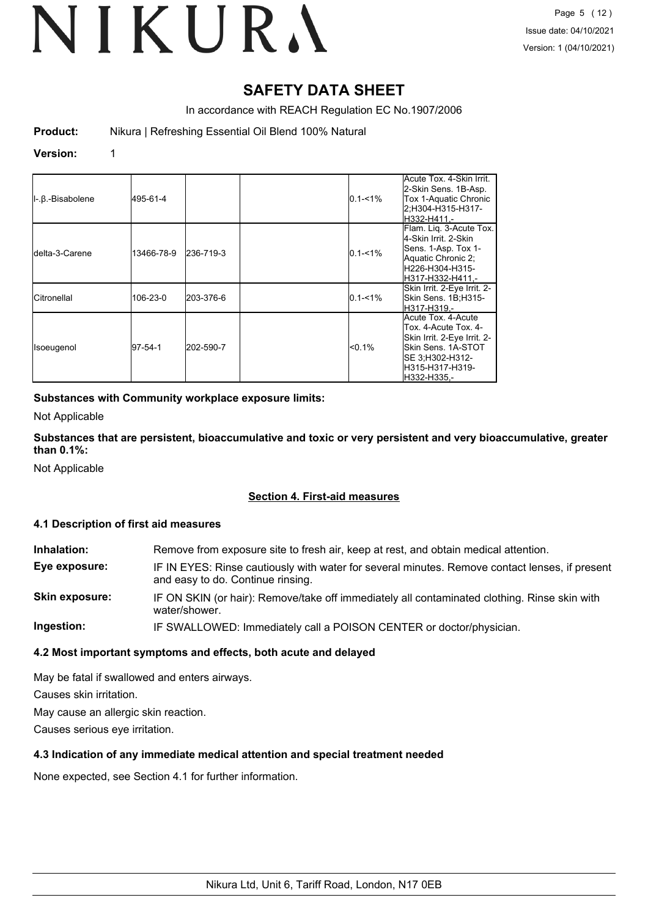# SAFETY DATA SHEET

In accordance with REACH Regulation EC No.1907/2006

**Product:** Nikura | Refreshing Essential Oil Blend 100% Natural

**Version:** 1

| | | | | | |
|---|---|---|---|---|---|
| l-.β.-Bisabolene | 495-61-4 | | | 0.1-<1% | Acute Tox. 4-Skin Irrit. 2-Skin Sens. 1B-Asp. Tox 1-Aquatic Chronic 2;H304-H315-H317-H332-H411,- |
| delta-3-Carene | 13466-78-9 | 236-719-3 | | 0.1-<1% | Flam. Liq. 3-Acute Tox. 4-Skin Irrit. 2-Skin Sens. 1-Asp. Tox 1-Aquatic Chronic 2; H226-H304-H315-H317-H332-H411,- |
| Citronellal | 106-23-0 | 203-376-6 | | 0.1-<1% | Skin Irrit. 2-Eye Irrit. 2-Skin Sens. 1B;H315-H317-H319,- |
| Isoeugenol | 97-54-1 | 202-590-7 | | <0.1% | Acute Tox. 4-Acute Tox. 4-Acute Tox. 4-Skin Irrit. 2-Eye Irrit. 2-Skin Sens. 1A-STOT SE 3;H302-H312-H315-H317-H319-H332-H335,- |

**Substances with Community workplace exposure limits:**

Not Applicable

**Substances that are persistent, bioaccumulative and toxic or very persistent and very bioaccumulative, greater than 0.1%:**

Not Applicable

## Section 4. First-aid measures

### 4.1 Description of first aid measures

**Inhalation:** Remove from exposure site to fresh air, keep at rest, and obtain medical attention.

**Eye exposure:** IF IN EYES: Rinse cautiously with water for several minutes. Remove contact lenses, if present and easy to do. Continue rinsing.

**Skin exposure:** IF ON SKIN (or hair): Remove/take off immediately all contaminated clothing. Rinse skin with water/shower.

**Ingestion:** IF SWALLOWED: Immediately call a POISON CENTER or doctor/physician.

### 4.2 Most important symptoms and effects, both acute and delayed

May be fatal if swallowed and enters airways.

Causes skin irritation.

May cause an allergic skin reaction.

Causes serious eye irritation.

### 4.3 Indication of any immediate medical attention and special treatment needed

None expected, see Section 4.1 for further information.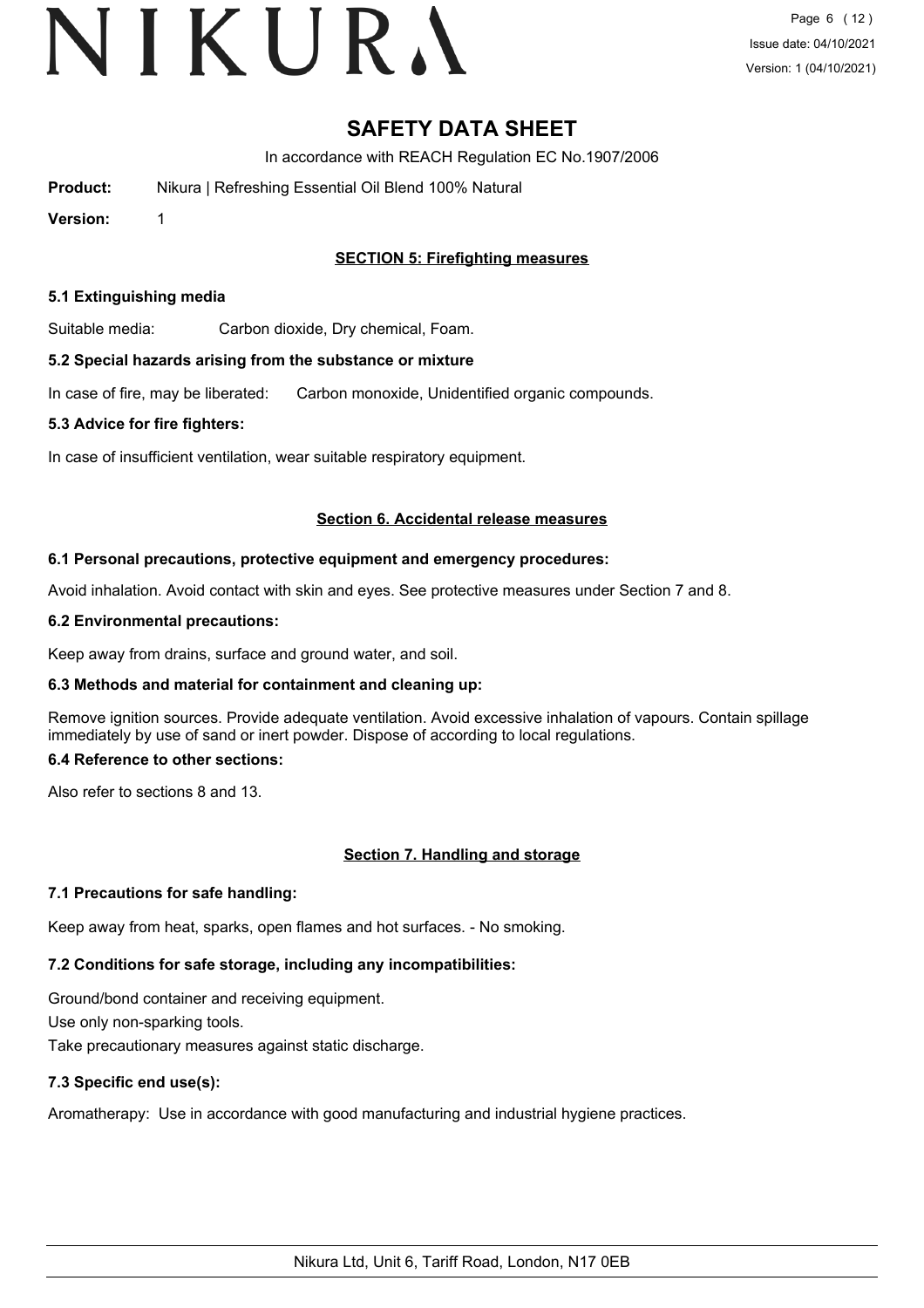# SAFETY DATA SHEET

In accordance with REACH Regulation EC No.1907/2006

**Product:** Nikura | Refreshing Essential Oil Blend 100% Natural

**Version:** 1

## SECTION 5: Firefighting measures

### 5.1 Extinguishing media

Suitable media: Carbon dioxide, Dry chemical, Foam.

### 5.2 Special hazards arising from the substance or mixture

In case of fire, may be liberated: Carbon monoxide, Unidentified organic compounds.

### 5.3 Advice for fire fighters:

In case of insufficient ventilation, wear suitable respiratory equipment.

## Section 6. Accidental release measures

### 6.1 Personal precautions, protective equipment and emergency procedures:

Avoid inhalation. Avoid contact with skin and eyes. See protective measures under Section 7 and 8.

### 6.2 Environmental precautions:

Keep away from drains, surface and ground water, and soil.

### 6.3 Methods and material for containment and cleaning up:

Remove ignition sources. Provide adequate ventilation. Avoid excessive inhalation of vapours. Contain spillage immediately by use of sand or inert powder. Dispose of according to local regulations.

### 6.4 Reference to other sections:

Also refer to sections 8 and 13.

## Section 7. Handling and storage

### 7.1 Precautions for safe handling:

Keep away from heat, sparks, open flames and hot surfaces. - No smoking.

### 7.2 Conditions for safe storage, including any incompatibilities:

Ground/bond container and receiving equipment.

Use only non-sparking tools.

Take precautionary measures against static discharge.

### 7.3 Specific end use(s):

Aromatherapy: Use in accordance with good manufacturing and industrial hygiene practices.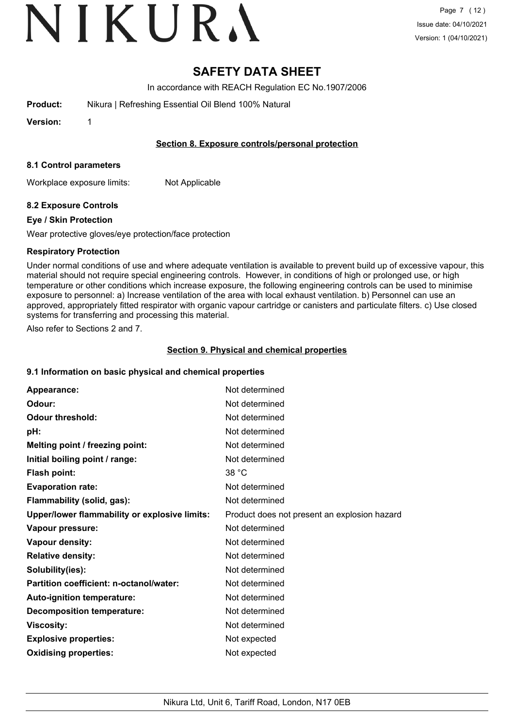# SAFETY DATA SHEET

In accordance with REACH Regulation EC No.1907/2006

**Product:** Nikura | Refreshing Essential Oil Blend 100% Natural

**Version:** 1

## Section 8. Exposure controls/personal protection

### 8.1 Control parameters

Workplace exposure limits: Not Applicable

### 8.2 Exposure Controls

**Eye / Skin Protection**

Wear protective gloves/eye protection/face protection

**Respiratory Protection**

Under normal conditions of use and where adequate ventilation is available to prevent build up of excessive vapour, this material should not require special engineering controls. However, in conditions of high or prolonged use, or high temperature or other conditions which increase exposure, the following engineering controls can be used to minimise exposure to personnel: a) Increase ventilation of the area with local exhaust ventilation. b) Personnel can use an approved, appropriately fitted respirator with organic vapour cartridge or canisters and particulate filters. c) Use closed systems for transferring and processing this material.

Also refer to Sections 2 and 7.

## Section 9. Physical and chemical properties

### 9.1 Information on basic physical and chemical properties

| | |
|---|---|
| **Appearance:** | Not determined |
| **Odour:** | Not determined |
| **Odour threshold:** | Not determined |
| **pH:** | Not determined |
| **Melting point / freezing point:** | Not determined |
| **Initial boiling point / range:** | Not determined |
| **Flash point:** | 38 °C |
| **Evaporation rate:** | Not determined |
| **Flammability (solid, gas):** | Not determined |
| **Upper/lower flammability or explosive limits:** | Product does not present an explosion hazard |
| **Vapour pressure:** | Not determined |
| **Vapour density:** | Not determined |
| **Relative density:** | Not determined |
| **Solubility(ies):** | Not determined |
| **Partition coefficient: n-octanol/water:** | Not determined |
| **Auto-ignition temperature:** | Not determined |
| **Decomposition temperature:** | Not determined |
| **Viscosity:** | Not determined |
| **Explosive properties:** | Not expected |
| **Oxidising properties:** | Not expected |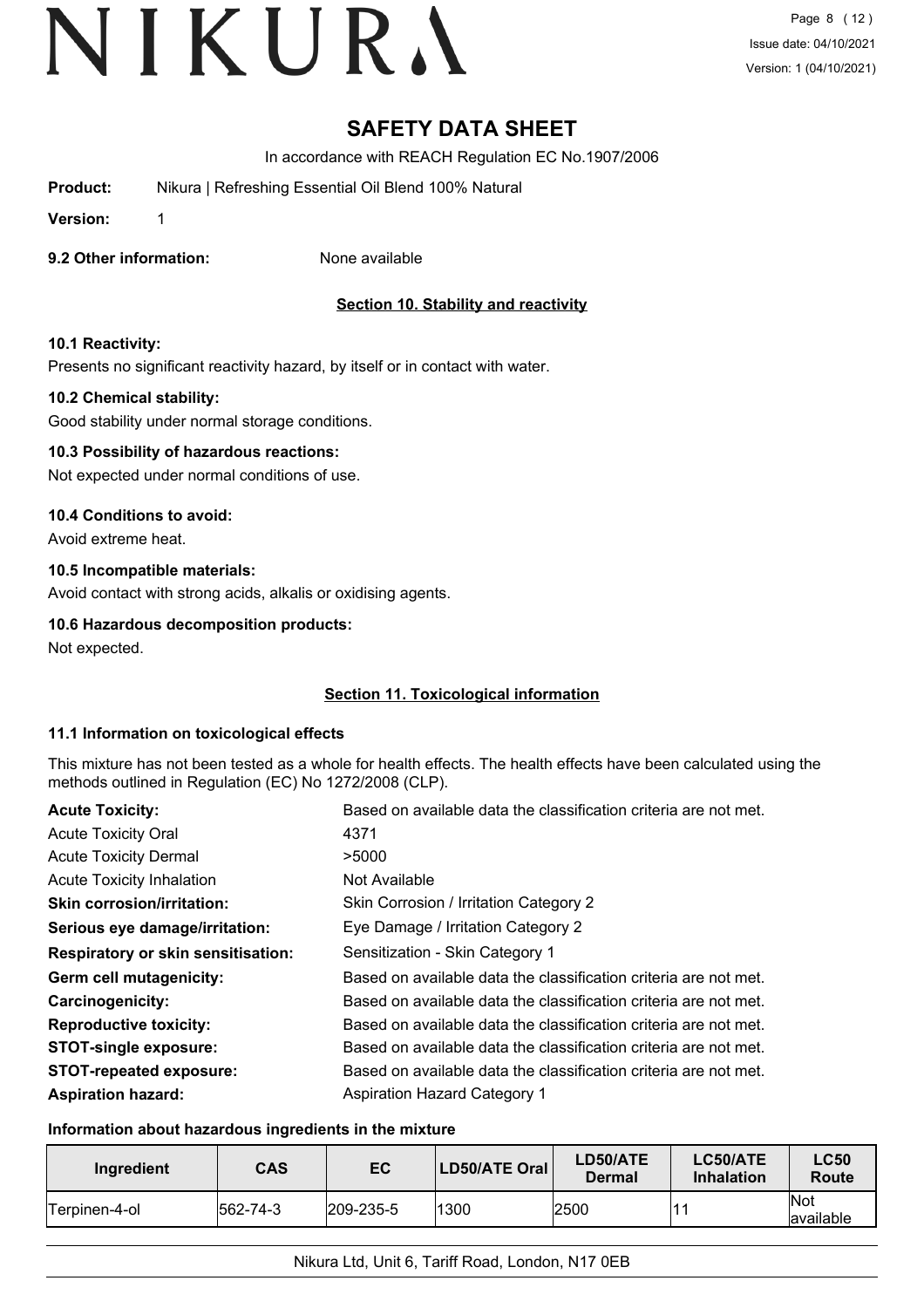# SAFETY DATA SHEET

In accordance with REACH Regulation EC No.1907/2006

**Product:** Nikura | Refreshing Essential Oil Blend 100% Natural

**Version:** 1

**9.2 Other information:** None available

## Section 10. Stability and reactivity

**10.1 Reactivity:**

Presents no significant reactivity hazard, by itself or in contact with water.

**10.2 Chemical stability:**

Good stability under normal storage conditions.

**10.3 Possibility of hazardous reactions:**

Not expected under normal conditions of use.

**10.4 Conditions to avoid:**

Avoid extreme heat.

**10.5 Incompatible materials:**

Avoid contact with strong acids, alkalis or oxidising agents.

**10.6 Hazardous decomposition products:**

Not expected.

## Section 11. Toxicological information

**11.1 Information on toxicological effects**

This mixture has not been tested as a whole for health effects. The health effects have been calculated using the methods outlined in Regulation (EC) No 1272/2008 (CLP).

| | |
|---|---|
| **Acute Toxicity:** | Based on available data the classification criteria are not met. |
| Acute Toxicity Oral | 4371 |
| Acute Toxicity Dermal | >5000 |
| Acute Toxicity Inhalation | Not Available |
| **Skin corrosion/irritation:** | Skin Corrosion / Irritation Category 2 |
| **Serious eye damage/irritation:** | Eye Damage / Irritation Category 2 |
| **Respiratory or skin sensitisation:** | Sensitization - Skin Category 1 |
| **Germ cell mutagenicity:** | Based on available data the classification criteria are not met. |
| **Carcinogenicity:** | Based on available data the classification criteria are not met. |
| **Reproductive toxicity:** | Based on available data the classification criteria are not met. |
| **STOT-single exposure:** | Based on available data the classification criteria are not met. |
| **STOT-repeated exposure:** | Based on available data the classification criteria are not met. |
| **Aspiration hazard:** | Aspiration Hazard Category 1 |

**Information about hazardous ingredients in the mixture**

| Ingredient | CAS | EC | LD50/ATE Oral | LD50/ATE Dermal | LC50/ATE Inhalation | LC50 Route |
|---|---|---|---|---|---|---|
| Terpinen-4-ol | 562-74-3 | 209-235-5 | 1300 | 2500 | 11 | Not available |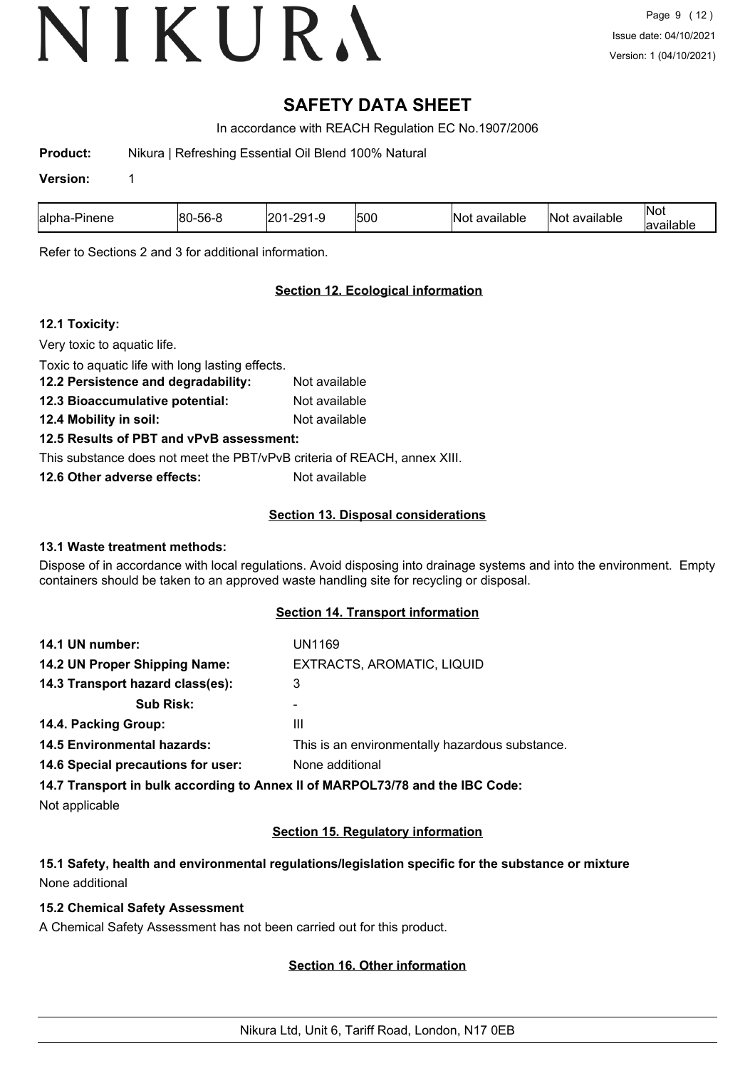# SAFETY DATA SHEET

In accordance with REACH Regulation EC No.1907/2006

**Product:** Nikura | Refreshing Essential Oil Blend 100% Natural

**Version:** 1

| | | | | | | |
|---|---|---|---|---|---|---|
| alpha-Pinene | 80-56-8 | 201-291-9 | 500 | Not available | Not available | Not available |

Refer to Sections 2 and 3 for additional information.

## Section 12. Ecological information

**12.1 Toxicity:**

Very toxic to aquatic life.

Toxic to aquatic life with long lasting effects.

**12.2 Persistence and degradability:** Not available

**12.3 Bioaccumulative potential:** Not available

**12.4 Mobility in soil:** Not available

**12.5 Results of PBT and vPvB assessment:**

This substance does not meet the PBT/vPvB criteria of REACH, annex XIII.

**12.6 Other adverse effects:** Not available

## Section 13. Disposal considerations

**13.1 Waste treatment methods:**

Dispose of in accordance with local regulations. Avoid disposing into drainage systems and into the environment. Empty containers should be taken to an approved waste handling site for recycling or disposal.

## Section 14. Transport information

**14.1 UN number:** UN1169

**14.2 UN Proper Shipping Name:** EXTRACTS, AROMATIC, LIQUID

**14.3 Transport hazard class(es):** 3

**Sub Risk:** -

**14.4. Packing Group:** III

**14.5 Environmental hazards:** This is an environmentally hazardous substance.

**14.6 Special precautions for user:** None additional

**14.7 Transport in bulk according to Annex II of MARPOL73/78 and the IBC Code:**

Not applicable

## Section 15. Regulatory information

**15.1 Safety, health and environmental regulations/legislation specific for the substance or mixture**

None additional

**15.2 Chemical Safety Assessment**

A Chemical Safety Assessment has not been carried out for this product.

## Section 16. Other information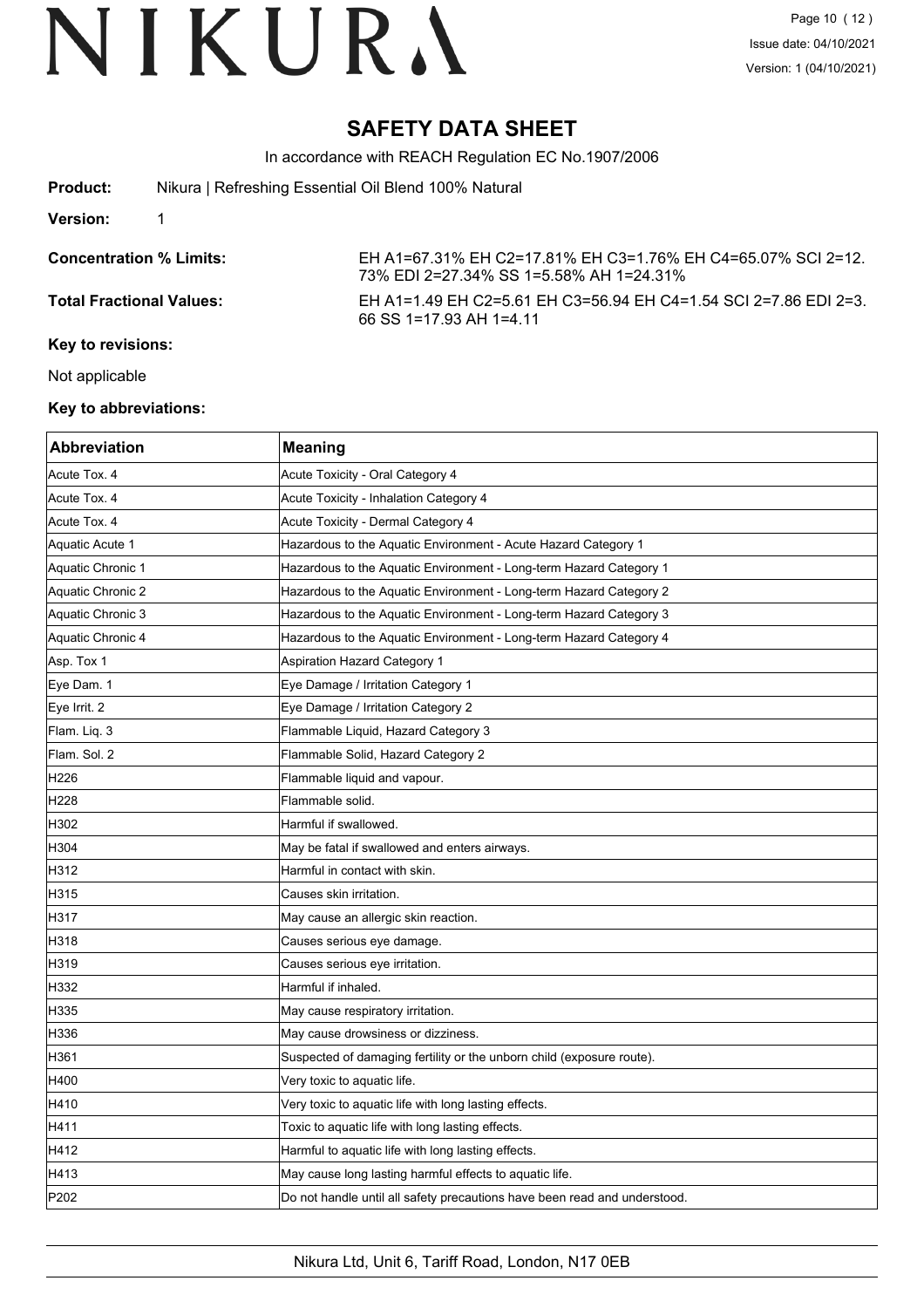# SAFETY DATA SHEET

In accordance with REACH Regulation EC No.1907/2006

**Product:** Nikura | Refreshing Essential Oil Blend 100% Natural

**Version:** 1

**Concentration % Limits:** EH A1=67.31% EH C2=17.81% EH C3=1.76% EH C4=65.07% SCI 2=12.73% EDI 2=27.34% SS 1=5.58% AH 1=24.31%

**Total Fractional Values:** EH A1=1.49 EH C2=5.61 EH C3=56.94 EH C4=1.54 SCI 2=7.86 EDI 2=3.66 SS 1=17.93 AH 1=4.11

**Key to revisions:**

Not applicable

**Key to abbreviations:**

| Abbreviation | Meaning |
| --- | --- |
| Acute Tox. 4 | Acute Toxicity - Oral Category 4 |
| Acute Tox. 4 | Acute Toxicity - Inhalation Category 4 |
| Acute Tox. 4 | Acute Toxicity - Dermal Category 4 |
| Aquatic Acute 1 | Hazardous to the Aquatic Environment - Acute Hazard Category 1 |
| Aquatic Chronic 1 | Hazardous to the Aquatic Environment - Long-term Hazard Category 1 |
| Aquatic Chronic 2 | Hazardous to the Aquatic Environment - Long-term Hazard Category 2 |
| Aquatic Chronic 3 | Hazardous to the Aquatic Environment - Long-term Hazard Category 3 |
| Aquatic Chronic 4 | Hazardous to the Aquatic Environment - Long-term Hazard Category 4 |
| Asp. Tox 1 | Aspiration Hazard Category 1 |
| Eye Dam. 1 | Eye Damage / Irritation Category 1 |
| Eye Irrit. 2 | Eye Damage / Irritation Category 2 |
| Flam. Liq. 3 | Flammable Liquid, Hazard Category 3 |
| Flam. Sol. 2 | Flammable Solid, Hazard Category 2 |
| H226 | Flammable liquid and vapour. |
| H228 | Flammable solid. |
| H302 | Harmful if swallowed. |
| H304 | May be fatal if swallowed and enters airways. |
| H312 | Harmful in contact with skin. |
| H315 | Causes skin irritation. |
| H317 | May cause an allergic skin reaction. |
| H318 | Causes serious eye damage. |
| H319 | Causes serious eye irritation. |
| H332 | Harmful if inhaled. |
| H335 | May cause respiratory irritation. |
| H336 | May cause drowsiness or dizziness. |
| H361 | Suspected of damaging fertility or the unborn child (exposure route). |
| H400 | Very toxic to aquatic life. |
| H410 | Very toxic to aquatic life with long lasting effects. |
| H411 | Toxic to aquatic life with long lasting effects. |
| H412 | Harmful to aquatic life with long lasting effects. |
| H413 | May cause long lasting harmful effects to aquatic life. |
| P202 | Do not handle until all safety precautions have been read and understood. |

Nikura Ltd, Unit 6, Tariff Road, London, N17 0EB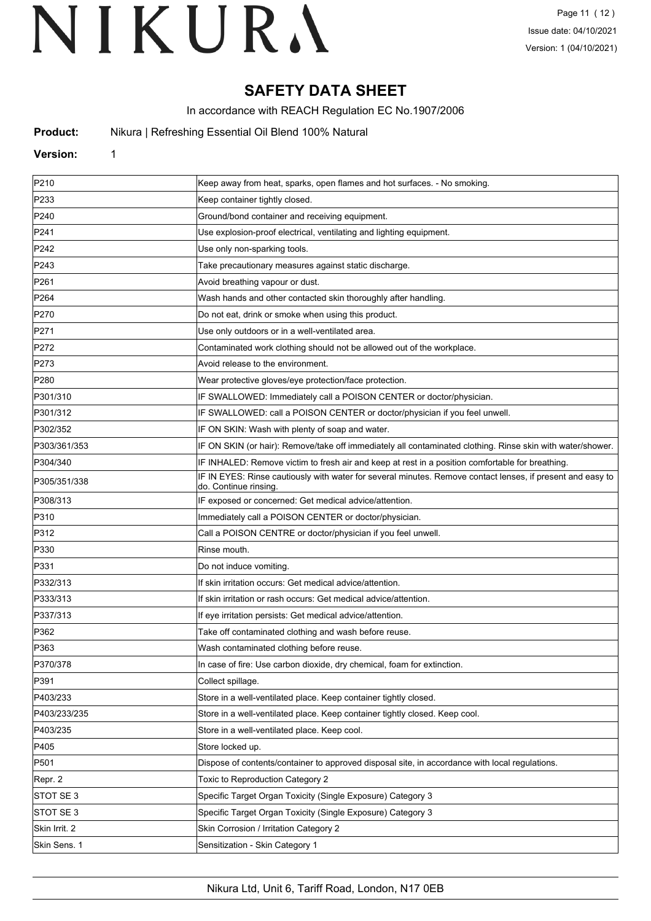# SAFETY DATA SHEET

In accordance with REACH Regulation EC No.1907/2006

**Product:** Nikura | Refreshing Essential Oil Blend 100% Natural

**Version:** 1

| | |
|---|---|
| P210 | Keep away from heat, sparks, open flames and hot surfaces. - No smoking. |
| P233 | Keep container tightly closed. |
| P240 | Ground/bond container and receiving equipment. |
| P241 | Use explosion-proof electrical, ventilating and lighting equipment. |
| P242 | Use only non-sparking tools. |
| P243 | Take precautionary measures against static discharge. |
| P261 | Avoid breathing vapour or dust. |
| P264 | Wash hands and other contacted skin thoroughly after handling. |
| P270 | Do not eat, drink or smoke when using this product. |
| P271 | Use only outdoors or in a well-ventilated area. |
| P272 | Contaminated work clothing should not be allowed out of the workplace. |
| P273 | Avoid release to the environment. |
| P280 | Wear protective gloves/eye protection/face protection. |
| P301/310 | IF SWALLOWED: Immediately call a POISON CENTER or doctor/physician. |
| P301/312 | IF SWALLOWED: call a POISON CENTER or doctor/physician if you feel unwell. |
| P302/352 | IF ON SKIN: Wash with plenty of soap and water. |
| P303/361/353 | IF ON SKIN (or hair): Remove/take off immediately all contaminated clothing. Rinse skin with water/shower. |
| P304/340 | IF INHALED: Remove victim to fresh air and keep at rest in a position comfortable for breathing. |
| P305/351/338 | IF IN EYES: Rinse cautiously with water for several minutes. Remove contact lenses, if present and easy to do. Continue rinsing. |
| P308/313 | IF exposed or concerned: Get medical advice/attention. |
| P310 | Immediately call a POISON CENTER or doctor/physician. |
| P312 | Call a POISON CENTRE or doctor/physician if you feel unwell. |
| P330 | Rinse mouth. |
| P331 | Do not induce vomiting. |
| P332/313 | If skin irritation occurs: Get medical advice/attention. |
| P333/313 | If skin irritation or rash occurs: Get medical advice/attention. |
| P337/313 | If eye irritation persists: Get medical advice/attention. |
| P362 | Take off contaminated clothing and wash before reuse. |
| P363 | Wash contaminated clothing before reuse. |
| P370/378 | In case of fire: Use carbon dioxide, dry chemical, foam for extinction. |
| P391 | Collect spillage. |
| P403/233 | Store in a well-ventilated place. Keep container tightly closed. |
| P403/233/235 | Store in a well-ventilated place. Keep container tightly closed. Keep cool. |
| P403/235 | Store in a well-ventilated place. Keep cool. |
| P405 | Store locked up. |
| P501 | Dispose of contents/container to approved disposal site, in accordance with local regulations. |
| Repr. 2 | Toxic to Reproduction Category 2 |
| STOT SE 3 | Specific Target Organ Toxicity (Single Exposure) Category 3 |
| STOT SE 3 | Specific Target Organ Toxicity (Single Exposure) Category 3 |
| Skin Irrit. 2 | Skin Corrosion / Irritation Category 2 |
| Skin Sens. 1 | Sensitization - Skin Category 1 |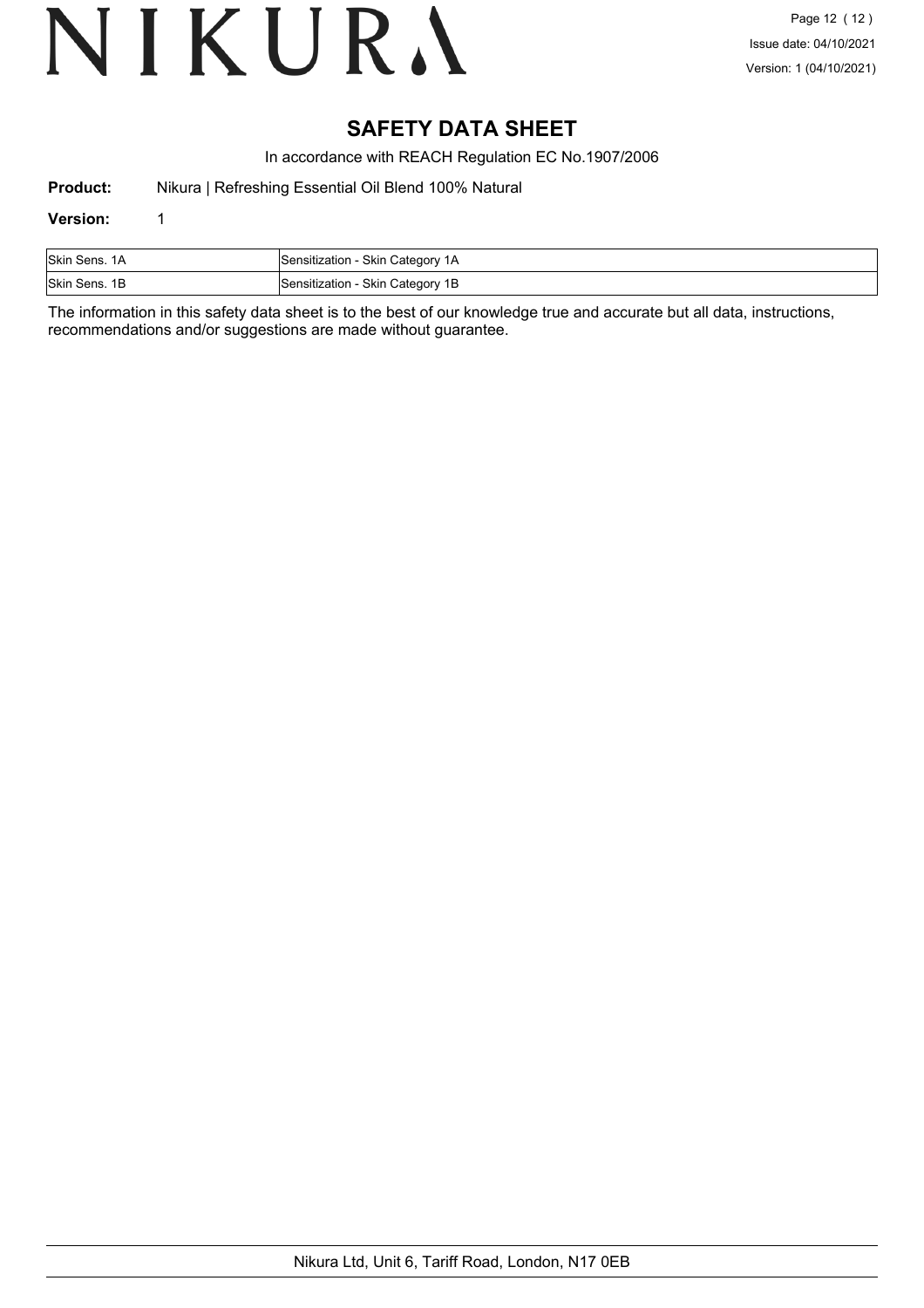# SAFETY DATA SHEET

In accordance with REACH Regulation EC No.1907/2006

**Product:** Nikura | Refreshing Essential Oil Blend 100% Natural

**Version:** 1

| | |
|---|---|
| Skin Sens. 1A | Sensitization - Skin Category 1A |
| Skin Sens. 1B | Sensitization - Skin Category 1B |

The information in this safety data sheet is to the best of our knowledge true and accurate but all data, instructions, recommendations and/or suggestions are made without guarantee.